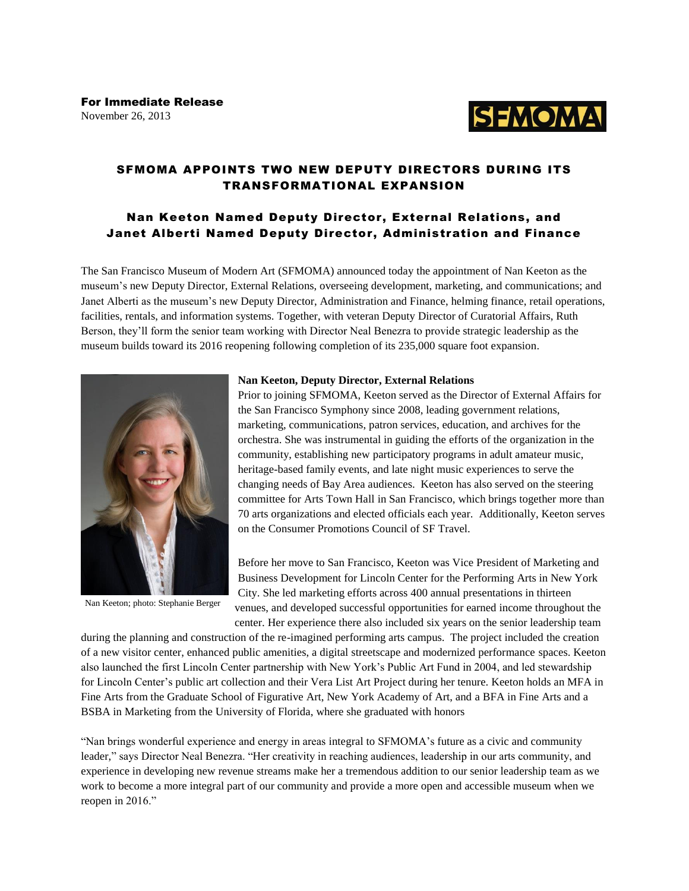**For Immediate Release**
November 26, 2013

SFMOMA

## SFMOMA APPOINTS TWO NEW DEPUTY DIRECTORS DURING ITS TRANSFORMATIONAL EXPANSION

### Nan Keeton Named Deputy Director, External Relations, and Janet Alberti Named Deputy Director, Administration and Finance

The San Francisco Museum of Modern Art (SFMOMA) announced today the appointment of Nan Keeton as the museum's new Deputy Director, External Relations, overseeing development, marketing, and communications; and Janet Alberti as the museum's new Deputy Director, Administration and Finance, helming finance, retail operations, facilities, rentals, and information systems. Together, with veteran Deputy Director of Curatorial Affairs, Ruth Berson, they'll form the senior team working with Director Neal Benezra to provide strategic leadership as the museum builds toward its 2016 reopening following completion of its 235,000 square foot expansion.

Nan Keeton; photo: Stephanie Berger

**Nan Keeton, Deputy Director, External Relations**

Prior to joining SFMOMA, Keeton served as the Director of External Affairs for the San Francisco Symphony since 2008, leading government relations, marketing, communications, patron services, education, and archives for the orchestra. She was instrumental in guiding the efforts of the organization in the community, establishing new participatory programs in adult amateur music, heritage-based family events, and late night music experiences to serve the changing needs of Bay Area audiences. Keeton has also served on the steering committee for Arts Town Hall in San Francisco, which brings together more than 70 arts organizations and elected officials each year. Additionally, Keeton serves on the Consumer Promotions Council of SF Travel.

Before her move to San Francisco, Keeton was Vice President of Marketing and Business Development for Lincoln Center for the Performing Arts in New York City. She led marketing efforts across 400 annual presentations in thirteen venues, and developed successful opportunities for earned income throughout the center. Her experience there also included six years on the senior leadership team during the planning and construction of the re-imagined performing arts campus. The project included the creation of a new visitor center, enhanced public amenities, a digital streetscape and modernized performance spaces. Keeton also launched the first Lincoln Center partnership with New York's Public Art Fund in 2004, and led stewardship for Lincoln Center's public art collection and their Vera List Art Project during her tenure. Keeton holds an MFA in Fine Arts from the Graduate School of Figurative Art, New York Academy of Art, and a BFA in Fine Arts and a BSBA in Marketing from the University of Florida, where she graduated with honors

"Nan brings wonderful experience and energy in areas integral to SFMOMA's future as a civic and community leader," says Director Neal Benezra. "Her creativity in reaching audiences, leadership in our arts community, and experience in developing new revenue streams make her a tremendous addition to our senior leadership team as we work to become a more integral part of our community and provide a more open and accessible museum when we reopen in 2016."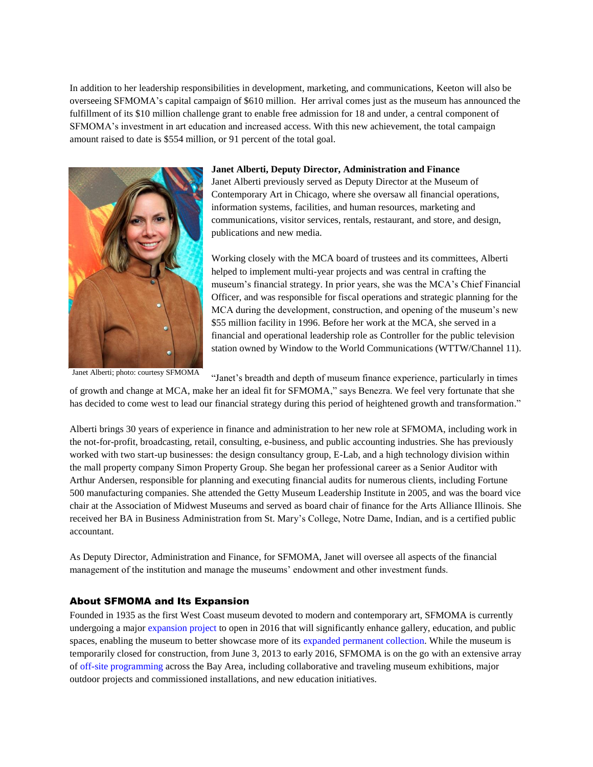In addition to her leadership responsibilities in development, marketing, and communications, Keeton will also be overseeing SFMOMA's capital campaign of $610 million. Her arrival comes just as the museum has announced the fulfillment of its $10 million challenge grant to enable free admission for 18 and under, a central component of SFMOMA's investment in art education and increased access. With this new achievement, the total campaign amount raised to date is $554 million, or 91 percent of the total goal.

**Janet Alberti, Deputy Director, Administration and Finance**

Janet Alberti previously served as Deputy Director at the Museum of Contemporary Art in Chicago, where she oversaw all financial operations, information systems, facilities, and human resources, marketing and communications, visitor services, rentals, restaurant, and store, and design, publications and new media.

Working closely with the MCA board of trustees and its committees, Alberti helped to implement multi-year projects and was central in crafting the museum's financial strategy. In prior years, she was the MCA's Chief Financial Officer, and was responsible for fiscal operations and strategic planning for the MCA during the development, construction, and opening of the museum's new $55 million facility in 1996. Before her work at the MCA, she served in a financial and operational leadership role as Controller for the public television station owned by Window to the World Communications (WTTW/Channel 11).

Janet Alberti; photo: courtesy SFMOMA

"Janet's breadth and depth of museum finance experience, particularly in times of growth and change at MCA, make her an ideal fit for SFMOMA," says Benezra. We feel very fortunate that she has decided to come west to lead our financial strategy during this period of heightened growth and transformation."

Alberti brings 30 years of experience in finance and administration to her new role at SFMOMA, including work in the not-for-profit, broadcasting, retail, consulting, e-business, and public accounting industries. She has previously worked with two start-up businesses: the design consultancy group, E-Lab, and a high technology division within the mall property company Simon Property Group. She began her professional career as a Senior Auditor with Arthur Andersen, responsible for planning and executing financial audits for numerous clients, including Fortune 500 manufacturing companies. She attended the Getty Museum Leadership Institute in 2005, and was the board vice chair at the Association of Midwest Museums and served as board chair of finance for the Arts Alliance Illinois. She received her BA in Business Administration from St. Mary's College, Notre Dame, Indian, and is a certified public accountant.

As Deputy Director, Administration and Finance, for SFMOMA, Janet will oversee all aspects of the financial management of the institution and manage the museums' endowment and other investment funds.

### About SFMOMA and Its Expansion

Founded in 1935 as the first West Coast museum devoted to modern and contemporary art, SFMOMA is currently undergoing a major expansion project to open in 2016 that will significantly enhance gallery, education, and public spaces, enabling the museum to better showcase more of its expanded permanent collection. While the museum is temporarily closed for construction, from June 3, 2013 to early 2016, SFMOMA is on the go with an extensive array of off-site programming across the Bay Area, including collaborative and traveling museum exhibitions, major outdoor projects and commissioned installations, and new education initiatives.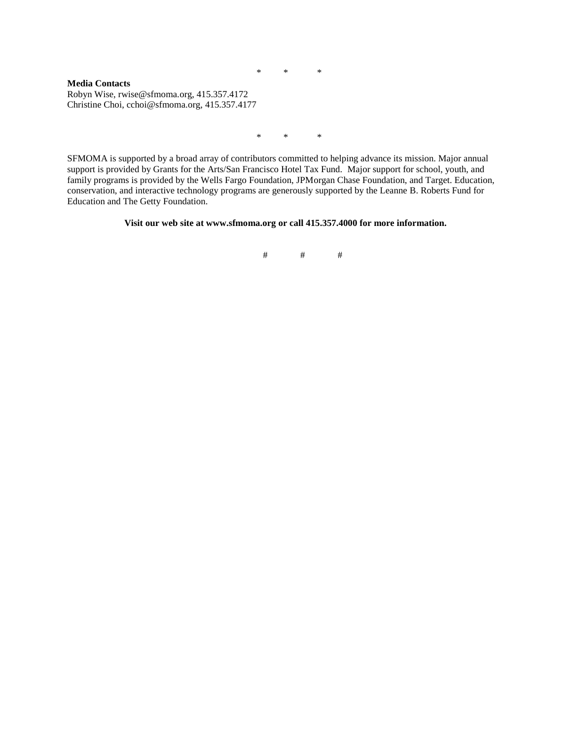\*        \*        \*

**Media Contacts**
Robyn Wise, rwise@sfmoma.org, 415.357.4172
Christine Choi, cchoi@sfmoma.org, 415.357.4177

\*        \*        \*

SFMOMA is supported by a broad array of contributors committed to helping advance its mission. Major annual support is provided by Grants for the Arts/San Francisco Hotel Tax Fund. Major support for school, youth, and family programs is provided by the Wells Fargo Foundation, JPMorgan Chase Foundation, and Target. Education, conservation, and interactive technology programs are generously supported by the Leanne B. Roberts Fund for Education and The Getty Foundation.

**Visit our web site at www.sfmoma.org or call 415.357.4000 for more information.**

\#        #        #